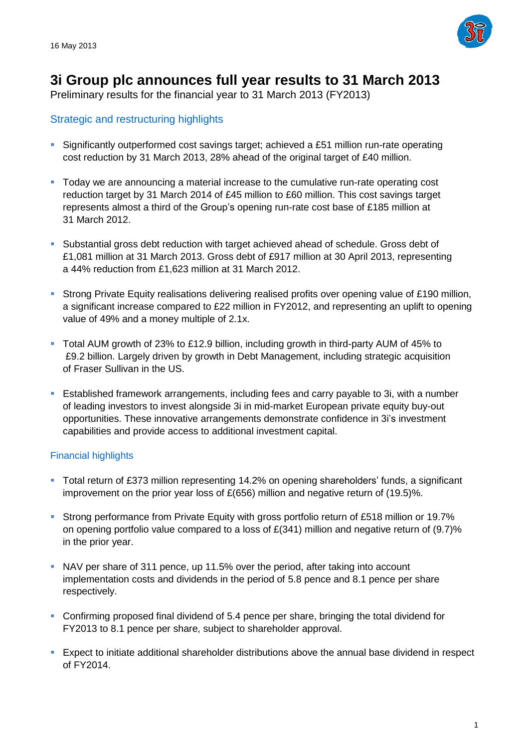16 May 2013

# 3i Group plc announces full year results to 31 March 2013

Preliminary results for the financial year to 31 March 2013 (FY2013)

## Strategic and restructuring highlights

- Significantly outperformed cost savings target; achieved a £51 million run-rate operating cost reduction by 31 March 2013, 28% ahead of the original target of £40 million.
- Today we are announcing a material increase to the cumulative run-rate operating cost reduction target by 31 March 2014 of £45 million to £60 million. This cost savings target represents almost a third of the Group's opening run-rate cost base of £185 million at 31 March 2012.
- Substantial gross debt reduction with target achieved ahead of schedule. Gross debt of £1,081 million at 31 March 2013. Gross debt of £917 million at 30 April 2013, representing a 44% reduction from £1,623 million at 31 March 2012.
- Strong Private Equity realisations delivering realised profits over opening value of £190 million, a significant increase compared to £22 million in FY2012, and representing an uplift to opening value of 49% and a money multiple of 2.1x.
- Total AUM growth of 23% to £12.9 billion, including growth in third-party AUM of 45% to £9.2 billion. Largely driven by growth in Debt Management, including strategic acquisition of Fraser Sullivan in the US.
- Established framework arrangements, including fees and carry payable to 3i, with a number of leading investors to invest alongside 3i in mid-market European private equity buy-out opportunities. These innovative arrangements demonstrate confidence in 3i's investment capabilities and provide access to additional investment capital.

## Financial highlights

- Total return of £373 million representing 14.2% on opening shareholders' funds, a significant improvement on the prior year loss of £(656) million and negative return of (19.5)%.
- Strong performance from Private Equity with gross portfolio return of £518 million or 19.7% on opening portfolio value compared to a loss of £(341) million and negative return of (9.7)% in the prior year.
- NAV per share of 311 pence, up 11.5% over the period, after taking into account implementation costs and dividends in the period of 5.8 pence and 8.1 pence per share respectively.
- Confirming proposed final dividend of 5.4 pence per share, bringing the total dividend for FY2013 to 8.1 pence per share, subject to shareholder approval.
- Expect to initiate additional shareholder distributions above the annual base dividend in respect of FY2014.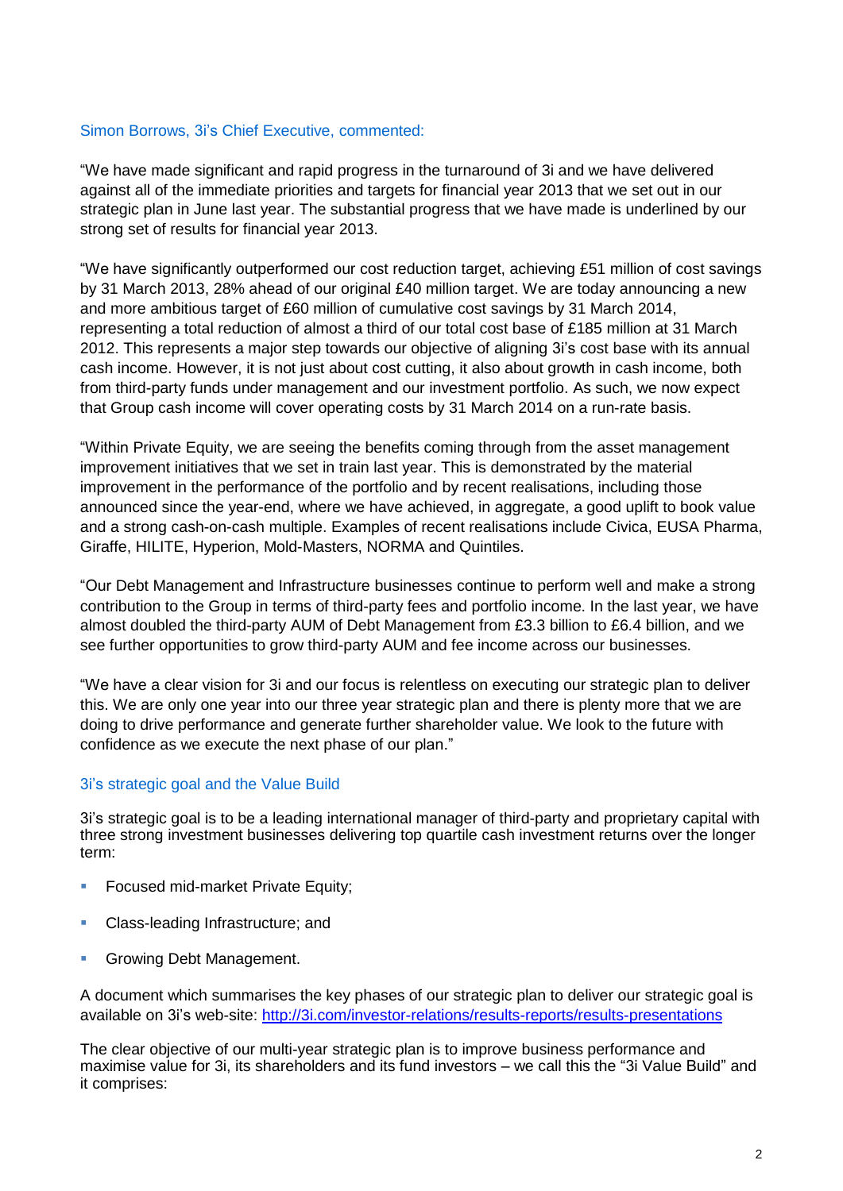## Simon Borrows, 3i's Chief Executive, commented:

"We have made significant and rapid progress in the turnaround of 3i and we have delivered against all of the immediate priorities and targets for financial year 2013 that we set out in our strategic plan in June last year. The substantial progress that we have made is underlined by our strong set of results for financial year 2013.

"We have significantly outperformed our cost reduction target, achieving £51 million of cost savings by 31 March 2013, 28% ahead of our original £40 million target. We are today announcing a new and more ambitious target of £60 million of cumulative cost savings by 31 March 2014, representing a total reduction of almost a third of our total cost base of £185 million at 31 March 2012. This represents a major step towards our objective of aligning 3i's cost base with its annual cash income. However, it is not just about cost cutting, it also about growth in cash income, both from third-party funds under management and our investment portfolio. As such, we now expect that Group cash income will cover operating costs by 31 March 2014 on a run-rate basis.

"Within Private Equity, we are seeing the benefits coming through from the asset management improvement initiatives that we set in train last year. This is demonstrated by the material improvement in the performance of the portfolio and by recent realisations, including those announced since the year-end, where we have achieved, in aggregate, a good uplift to book value and a strong cash-on-cash multiple. Examples of recent realisations include Civica, EUSA Pharma, Giraffe, HILITE, Hyperion, Mold-Masters, NORMA and Quintiles.

"Our Debt Management and Infrastructure businesses continue to perform well and make a strong contribution to the Group in terms of third-party fees and portfolio income. In the last year, we have almost doubled the third-party AUM of Debt Management from £3.3 billion to £6.4 billion, and we see further opportunities to grow third-party AUM and fee income across our businesses.

"We have a clear vision for 3i and our focus is relentless on executing our strategic plan to deliver this. We are only one year into our three year strategic plan and there is plenty more that we are doing to drive performance and generate further shareholder value. We look to the future with confidence as we execute the next phase of our plan."

## 3i's strategic goal and the Value Build

3i's strategic goal is to be a leading international manager of third-party and proprietary capital with three strong investment businesses delivering top quartile cash investment returns over the longer term:

- Focused mid-market Private Equity;
- Class-leading Infrastructure; and
- Growing Debt Management.

A document which summarises the key phases of our strategic plan to deliver our strategic goal is available on 3i's web-site: [http://3i.com/investor-relations/results-reports/results-presentations](http://3i.com/investor-relations/results-reports/results-presentations)

The clear objective of our multi-year strategic plan is to improve business performance and maximise value for 3i, its shareholders and its fund investors – we call this the "3i Value Build" and it comprises: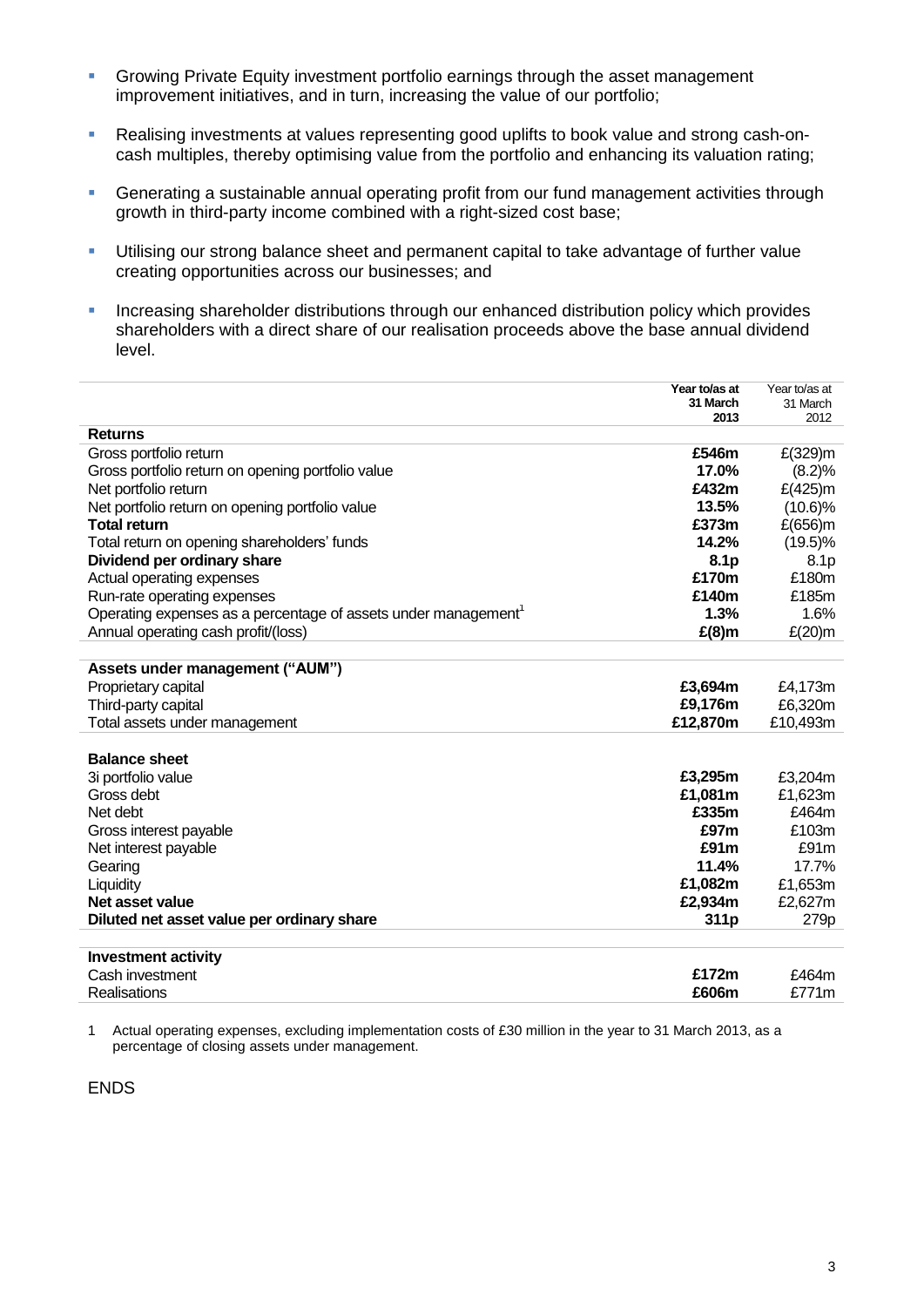- Growing Private Equity investment portfolio earnings through the asset management improvement initiatives, and in turn, increasing the value of our portfolio;
- Realising investments at values representing good uplifts to book value and strong cash-on-cash multiples, thereby optimising value from the portfolio and enhancing its valuation rating;
- Generating a sustainable annual operating profit from our fund management activities through growth in third-party income combined with a right-sized cost base;
- Utilising our strong balance sheet and permanent capital to take advantage of further value creating opportunities across our businesses; and
- Increasing shareholder distributions through our enhanced distribution policy which provides shareholders with a direct share of our realisation proceeds above the base annual dividend level.

| | **Year to/as at 31 March 2013** | Year to/as at 31 March 2012 |
|---|---|---|
| **Returns** | | |
| Gross portfolio return | **£546m** | £(329)m |
| Gross portfolio return on opening portfolio value | **17.0%** | (8.2)% |
| Net portfolio return | **£432m** | £(425)m |
| Net portfolio return on opening portfolio value | **13.5%** | (10.6)% |
| **Total return** | **£373m** | £(656)m |
| Total return on opening shareholders' funds | **14.2%** | (19.5)% |
| **Dividend per ordinary share** | **8.1p** | 8.1p |
| Actual operating expenses | **£170m** | £180m |
| Run-rate operating expenses | **£140m** | £185m |
| Operating expenses as a percentage of assets under management[1] | **1.3%** | 1.6% |
| Annual operating cash profit/(loss) | **£(8)m** | £(20)m |
| **Assets under management ("AUM")** | | |
| Proprietary capital | **£3,694m** | £4,173m |
| Third-party capital | **£9,176m** | £6,320m |
| Total assets under management | **£12,870m** | £10,493m |
| **Balance sheet** | | |
| 3i portfolio value | **£3,295m** | £3,204m |
| Gross debt | **£1,081m** | £1,623m |
| Net debt | **£335m** | £464m |
| Gross interest payable | **£97m** | £103m |
| Net interest payable | **£91m** | £91m |
| Gearing | **11.4%** | 17.7% |
| Liquidity | **£1,082m** | £1,653m |
| **Net asset value** | **£2,934m** | £2,627m |
| **Diluted net asset value per ordinary share** | **311p** | 279p |
| **Investment activity** | | |
| Cash investment | **£172m** | £464m |
| Realisations | **£606m** | £771m |

1 Actual operating expenses, excluding implementation costs of £30 million in the year to 31 March 2013, as a percentage of closing assets under management.

ENDS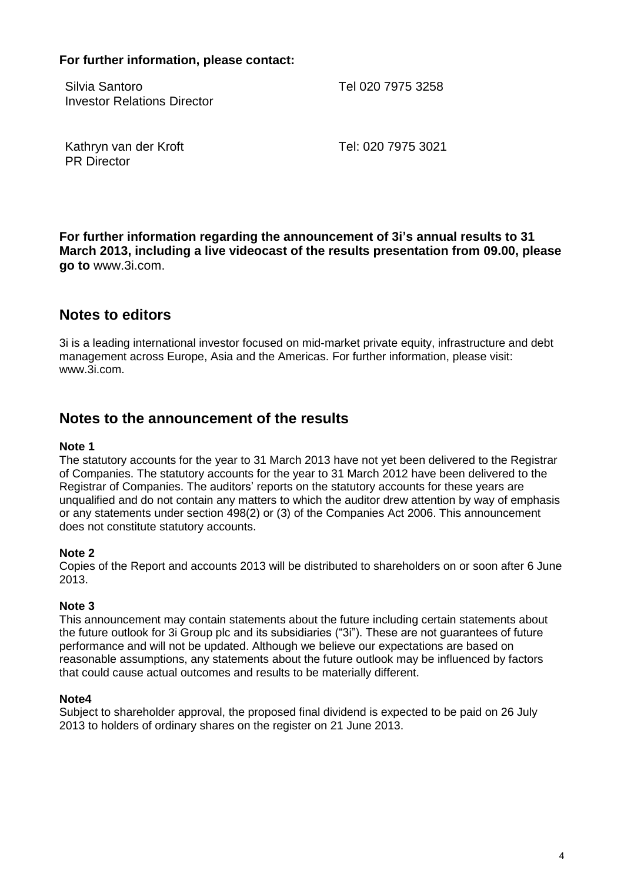**For further information, please contact:**

| | |
|---|---|
| Silvia Santoro<br>Investor Relations Director | Tel 020 7975 3258 |
| Kathryn van der Kroft<br>PR Director | Tel: 020 7975 3021 |

**For further information regarding the announcement of 3i's annual results to 31 March 2013, including a live videocast of the results presentation from 09.00, please go to** www.3i.com.

## Notes to editors

3i is a leading international investor focused on mid-market private equity, infrastructure and debt management across Europe, Asia and the Americas. For further information, please visit: www.3i.com.

## Notes to the announcement of the results

**Note 1**
The statutory accounts for the year to 31 March 2013 have not yet been delivered to the Registrar of Companies. The statutory accounts for the year to 31 March 2012 have been delivered to the Registrar of Companies. The auditors' reports on the statutory accounts for these years are unqualified and do not contain any matters to which the auditor drew attention by way of emphasis or any statements under section 498(2) or (3) of the Companies Act 2006. This announcement does not constitute statutory accounts.

**Note 2**
Copies of the Report and accounts 2013 will be distributed to shareholders on or soon after 6 June 2013.

**Note 3**
This announcement may contain statements about the future including certain statements about the future outlook for 3i Group plc and its subsidiaries ("3i"). These are not guarantees of future performance and will not be updated. Although we believe our expectations are based on reasonable assumptions, any statements about the future outlook may be influenced by factors that could cause actual outcomes and results to be materially different.

**Note4**
Subject to shareholder approval, the proposed final dividend is expected to be paid on 26 July 2013 to holders of ordinary shares on the register on 21 June 2013.